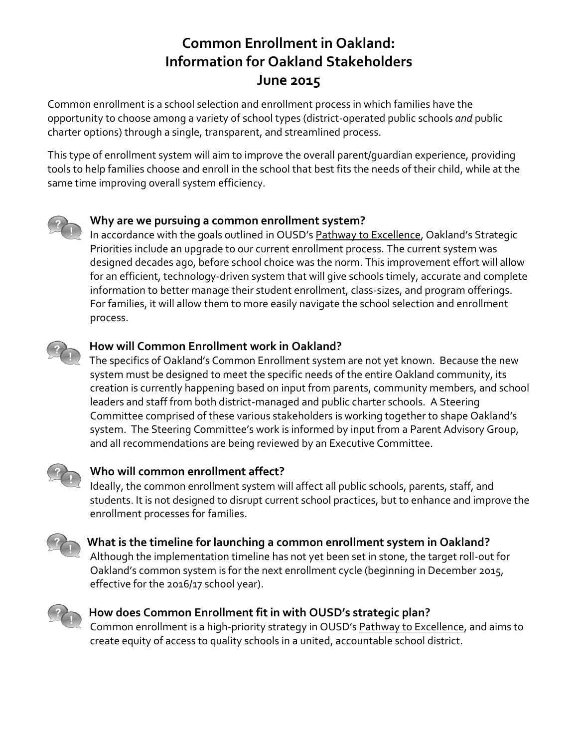# Common Enrollment in Oakland: Information for Oakland Stakeholders June 2015

Common enrollment is a school selection and enrollment process in which families have the opportunity to choose among a variety of school types (district-operated public schools *and* public charter options) through a single, transparent, and streamlined process.

This type of enrollment system will aim to improve the overall parent/guardian experience, providing tools to help families choose and enroll in the school that best fits the needs of their child, while at the same time improving overall system efficiency.

### Why are we pursuing a common enrollment system?

In accordance with the goals outlined in OUSD's Pathway to Excellence, Oakland's Strategic Priorities include an upgrade to our current enrollment process. The current system was designed decades ago, before school choice was the norm. This improvement effort will allow for an efficient, technology-driven system that will give schools timely, accurate and complete information to better manage their student enrollment, class-sizes, and program offerings. For families, it will allow them to more easily navigate the school selection and enrollment process.

### How will Common Enrollment work in Oakland?

The specifics of Oakland's Common Enrollment system are not yet known. Because the new system must be designed to meet the specific needs of the entire Oakland community, its creation is currently happening based on input from parents, community members, and school leaders and staff from both district-managed and public charter schools. A Steering Committee comprised of these various stakeholders is working together to shape Oakland's system. The Steering Committee's work is informed by input from a Parent Advisory Group, and all recommendations are being reviewed by an Executive Committee.

### Who will common enrollment affect?

Ideally, the common enrollment system will affect all public schools, parents, staff, and students. It is not designed to disrupt current school practices, but to enhance and improve the enrollment processes for families.

### What is the timeline for launching a common enrollment system in Oakland?

Although the implementation timeline has not yet been set in stone, the target roll-out for Oakland's common system is for the next enrollment cycle (beginning in December 2015, effective for the 2016/17 school year).

### How does Common Enrollment fit in with OUSD's strategic plan?

Common enrollment is a high-priority strategy in OUSD's Pathway to Excellence, and aims to create equity of access to quality schools in a united, accountable school district.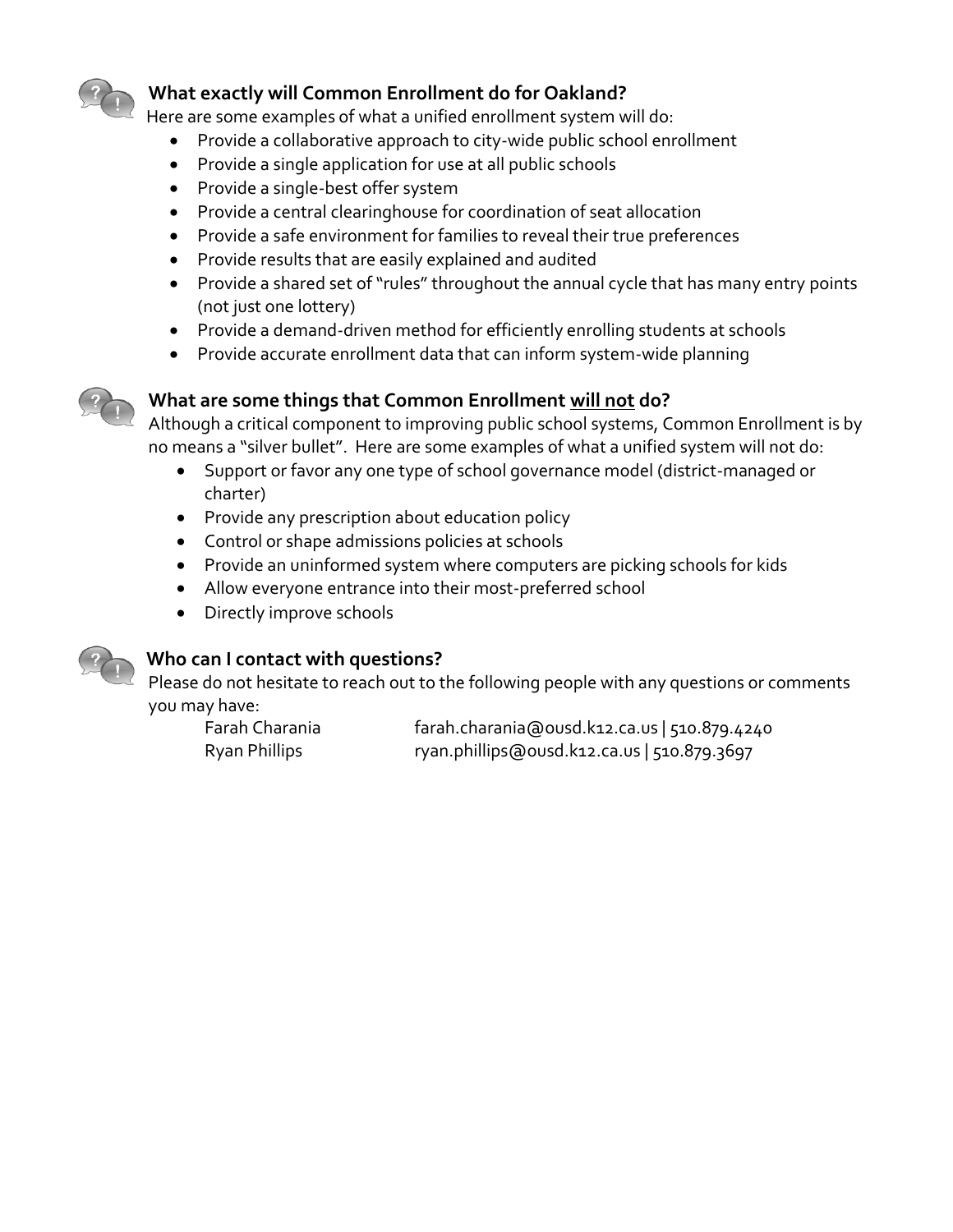### What exactly will Common Enrollment do for Oakland?

Here are some examples of what a unified enrollment system will do:

- Provide a collaborative approach to city-wide public school enrollment
- Provide a single application for use at all public schools
- Provide a single-best offer system
- Provide a central clearinghouse for coordination of seat allocation
- Provide a safe environment for families to reveal their true preferences
- Provide results that are easily explained and audited
- Provide a shared set of "rules" throughout the annual cycle that has many entry points (not just one lottery)
- Provide a demand-driven method for efficiently enrolling students at schools
- Provide accurate enrollment data that can inform system-wide planning

### What are some things that Common Enrollment <u>will not</u> do?

Although a critical component to improving public school systems, Common Enrollment is by no means a "silver bullet". Here are some examples of what a unified system will not do:

- Support or favor any one type of school governance model (district-managed or charter)
- Provide any prescription about education policy
- Control or shape admissions policies at schools
- Provide an uninformed system where computers are picking schools for kids
- Allow everyone entrance into their most-preferred school
- Directly improve schools

### Who can I contact with questions?

Please do not hesitate to reach out to the following people with any questions or comments you may have:

Farah Charania farah.charania@ousd.k12.ca.us | 510.879.4240
Ryan Phillips ryan.phillips@ousd.k12.ca.us | 510.879.3697